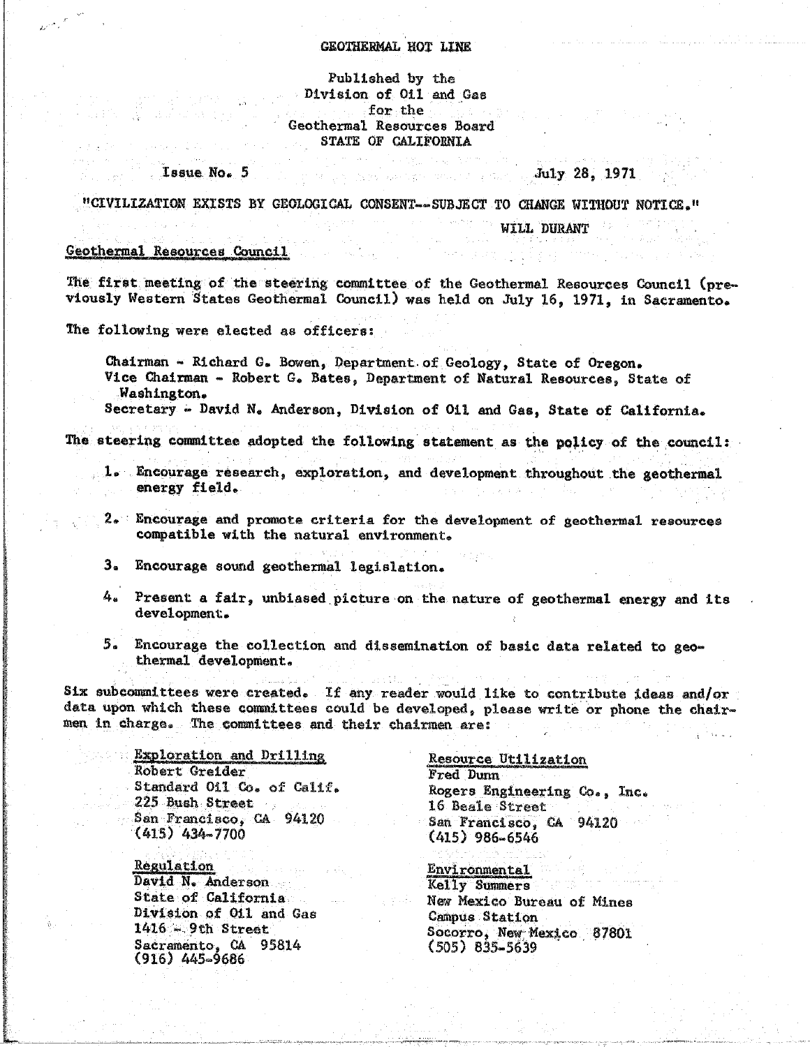# GEOTHERMAL HOT LINE

Published by the
Division of Oil and Gas
for the
Geothermal Resources Board
STATE OF CALIFORNIA

Issue No. 5 July 28, 1971

"CIVILIZATION EXISTS BY GEOLOGICAL CONSENT--SUBJECT TO CHANGE WITHOUT NOTICE."

WILL DURANT

## Geothermal Resources Council

The first meeting of the steering committee of the Geothermal Resources Council (previously Western States Geothermal Council) was held on July 16, 1971, in Sacramento.

The following were elected as officers:

Chairman - Richard G. Bowen, Department of Geology, State of Oregon.
Vice Chairman - Robert G. Bates, Department of Natural Resources, State of Washington.
Secretary - David N. Anderson, Division of Oil and Gas, State of California.

The steering committee adopted the following statement as the policy of the council:

1. Encourage research, exploration, and development throughout the geothermal energy field.

2. Encourage and promote criteria for the development of geothermal resources compatible with the natural environment.

3. Encourage sound geothermal legislation.

4. Present a fair, unbiased picture on the nature of geothermal energy and its development.

5. Encourage the collection and dissemination of basic data related to geothermal development.

Six subcommittees were created. If any reader would like to contribute ideas and/or data upon which these committees could be developed, please write or phone the chairmen in charge. The committees and their chairmen are:

Exploration and Drilling
Robert Greider
Standard Oil Co. of Calif.
225 Bush Street
San Francisco, CA 94120
(415) 434-7700

Regulation
David N. Anderson
State of California
Division of Oil and Gas
1416 - 9th Street
Sacramento, CA 95814
(916) 445-9686

Resource Utilization
Fred Dunn
Rogers Engineering Co., Inc.
16 Beale Street
San Francisco, CA 94120
(415) 986-6546

Environmental
Kelly Summers
New Mexico Bureau of Mines
Campus Station
Socorro, New Mexico 87801
(505) 835-5639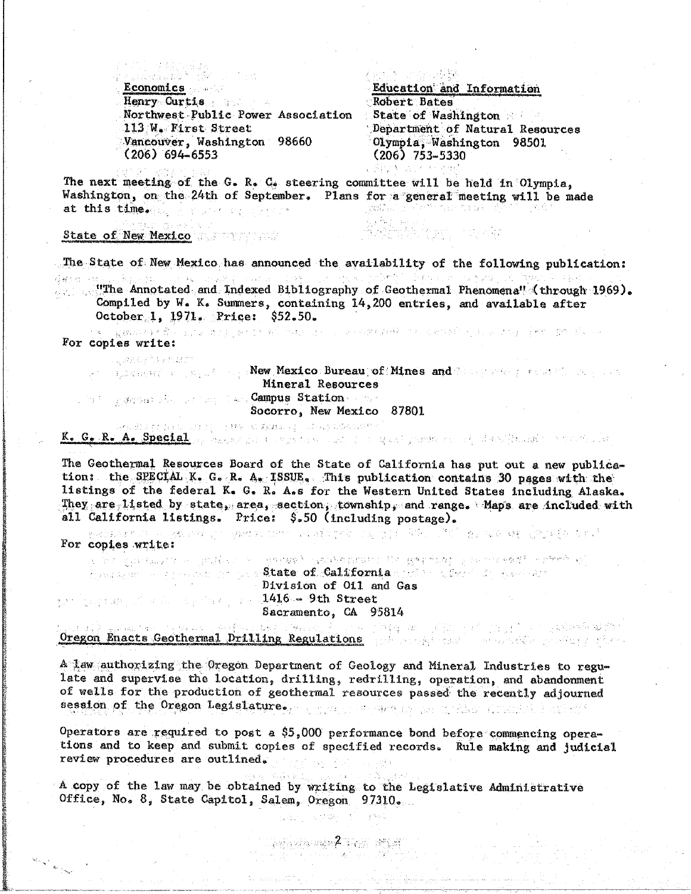**Economics**
Henry Curtis
Northwest Public Power Association
113 W. First Street
Vancouver, Washington 98660
(206) 694-6553

**Education and Information**
Robert Bates
State of Washington
Department of Natural Resources
Olympia, Washington 98501
(206) 753-5330

The next meeting of the G. R. C. steering committee will be held in Olympia, Washington, on the 24th of September. Plans for a general meeting will be made at this time.

## State of New Mexico

The State of New Mexico has announced the availability of the following publication:

"The Annotated and Indexed Bibliography of Geothermal Phenomena" (through 1969). Compiled by W. K. Summers, containing 14,200 entries, and available after October 1, 1971. Price: $52.50.

For copies write:

New Mexico Bureau of Mines and
Mineral Resources
Campus Station
Socorro, New Mexico 87801

## K. G. R. A. Special

The Geothermal Resources Board of the State of California has put out a new publication: the SPECIAL K. G. R. A. ISSUE. This publication contains 30 pages with the listings of the federal K. G. R. A.s for the Western United States including Alaska. They are listed by state, area, section, township, and range. Maps are included with all California listings. Price: $.50 (including postage).

For copies write:

State of California
Division of Oil and Gas
1416 - 9th Street
Sacramento, CA 95814

## Oregon Enacts Geothermal Drilling Regulations

A law authorizing the Oregon Department of Geology and Mineral Industries to regulate and supervise the location, drilling, redrilling, operation, and abandonment of wells for the production of geothermal resources passed the recently adjourned session of the Oregon Legislature.

Operators are required to post a $5,000 performance bond before commencing operations and to keep and submit copies of specified records. Rule making and judicial review procedures are outlined.

A copy of the law may be obtained by writing to the Legislative Administrative Office, No. 8, State Capitol, Salem, Oregon 97310.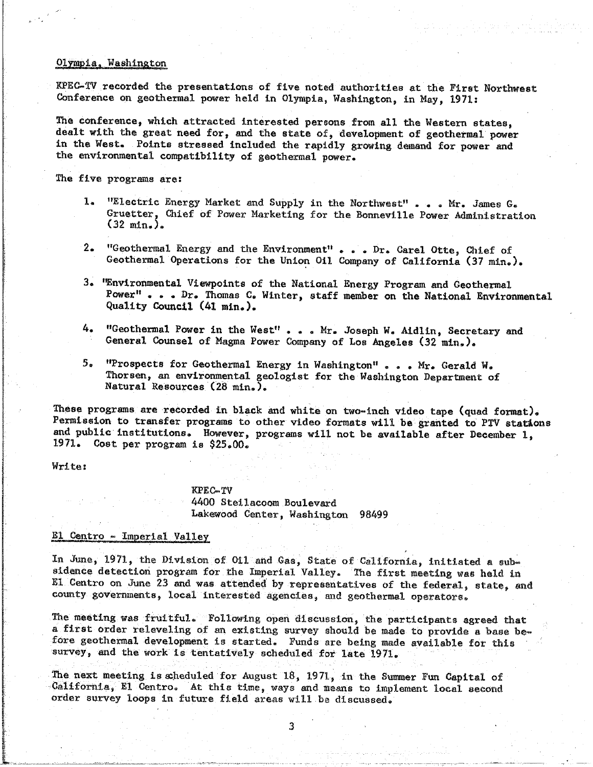## Olympia, Washington

KPEC-TV recorded the presentations of five noted authorities at the First Northwest Conference on geothermal power held in Olympia, Washington, in May, 1971:

The conference, which attracted interested persons from all the Western states, dealt with the great need for, and the state of, development of geothermal power in the West. Points stressed included the rapidly growing demand for power and the environmental compatibility of geothermal power.

The five programs are:

1. "Electric Energy Market and Supply in the Northwest" . . . Mr. James G. Gruetter, Chief of Power Marketing for the Bonneville Power Administration (32 min.).

2. "Geothermal Energy and the Environment" . . . Dr. Carel Otte, Chief of Geothermal Operations for the Union Oil Company of California (37 min.).

3. "Environmental Viewpoints of the National Energy Program and Geothermal Power" . . . Dr. Thomas C. Winter, staff member on the National Environmental Quality Council (41 min.).

4. "Geothermal Power in the West" . . . Mr. Joseph W. Aidlin, Secretary and General Counsel of Magma Power Company of Los Angeles (32 min.).

5. "Prospects for Geothermal Energy in Washington" . . . Mr. Gerald W. Thorsen, an environmental geologist for the Washington Department of Natural Resources (28 min.).

These programs are recorded in black and white on two-inch video tape (quad format). Permission to transfer programs to other video formats will be granted to PTV stations and public institutions. However, programs will not be available after December 1, 1971. Cost per program is $25.00.

Write:

KPEC-TV
4400 Steilacoom Boulevard
Lakewood Center, Washington 98499

## El Centro - Imperial Valley

In June, 1971, the Division of Oil and Gas, State of California, initiated a subsidence detection program for the Imperial Valley. The first meeting was held in El Centro on June 23 and was attended by representatives of the federal, state, and county governments, local interested agencies, and geothermal operators.

The meeting was fruitful. Following open discussion, the participants agreed that a first order releveling of an existing survey should be made to provide a base before geothermal development is started. Funds are being made available for this survey, and the work is tentatively scheduled for late 1971.

The next meeting is scheduled for August 18, 1971, in the Summer Fun Capital of California, El Centro. At this time, ways and means to implement local second order survey loops in future field areas will be discussed.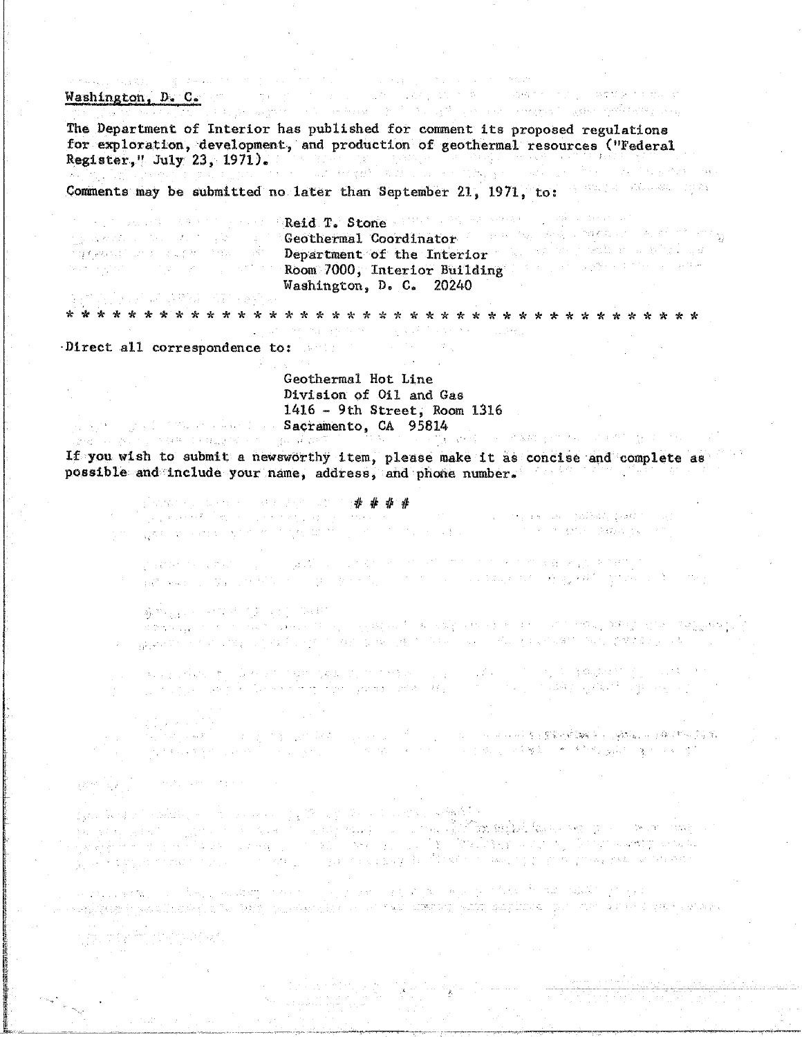Washington, D. C.

The Department of Interior has published for comment its proposed regulations for exploration, development, and production of geothermal resources ("Federal Register," July 23, 1971).

Comments may be submitted no later than September 21, 1971, to:

Reid T. Stone
Geothermal Coordinator
Department of the Interior
Room 7000, Interior Building
Washington, D. C. 20240

* * * * * * * * * * * * * * * * * * * * * * * * * * * * * * * * * * * * * * * * * * * *

Direct all correspondence to:

Geothermal Hot Line
Division of Oil and Gas
1416 - 9th Street, Room 1316
Sacramento, CA 95814

If you wish to submit a newsworthy item, please make it as concise and complete as possible and include your name, address, and phone number.

# # # #